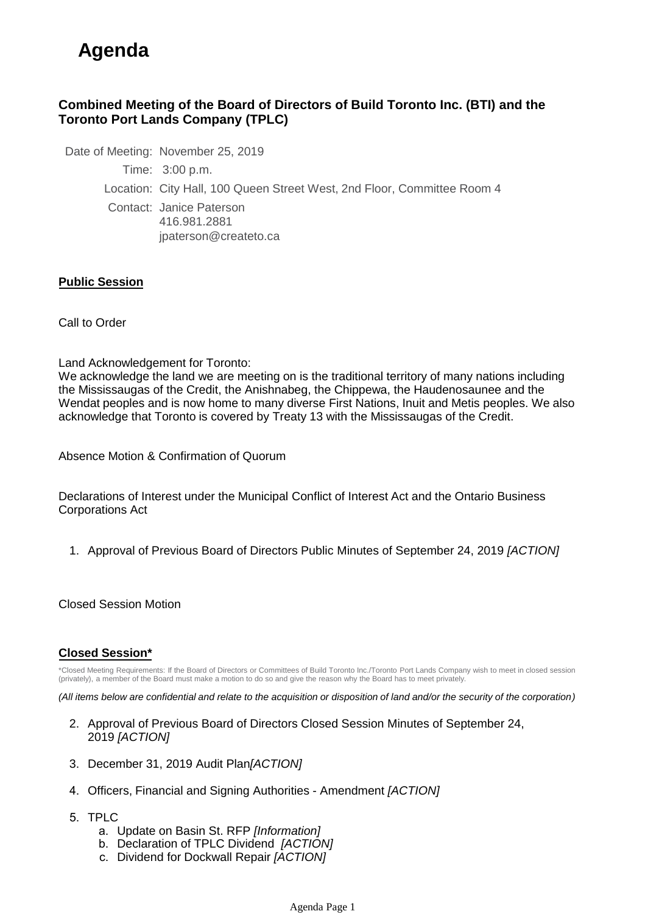# Agenda

### Combined Meeting of the Board of Directors of Build Toronto Inc. (BTI) and the Toronto Port Lands Company (TPLC)

Date of Meeting: November 25, 2019

Time: 3:00 p.m.

Location: City Hall, 100 Queen Street West, 2nd Floor, Committee Room 4

Contact: Janice Paterson
416.981.2881
jpaterson@createto.ca

**Public Session**

Call to Order

Land Acknowledgement for Toronto:
We acknowledge the land we are meeting on is the traditional territory of many nations including the Mississaugas of the Credit, the Anishnabeg, the Chippewa, the Haudenosaunee and the Wendat peoples and is now home to many diverse First Nations, Inuit and Metis peoples. We also acknowledge that Toronto is covered by Treaty 13 with the Mississaugas of the Credit.

Absence Motion & Confirmation of Quorum

Declarations of Interest under the Municipal Conflict of Interest Act and the Ontario Business Corporations Act

1. Approval of Previous Board of Directors Public Minutes of September 24, 2019 *[ACTION]*

Closed Session Motion

**Closed Session***

*Closed Meeting Requirements: If the Board of Directors or Committees of Build Toronto Inc./Toronto Port Lands Company wish to meet in closed session (privately), a member of the Board must make a motion to do so and give the reason why the Board has to meet privately.

*(All items below are confidential and relate to the acquisition or disposition of land and/or the security of the corporation)*

2. Approval of Previous Board of Directors Closed Session Minutes of September 24, 2019 *[ACTION]*
3. December 31, 2019 Audit Plan*[ACTION]*
4. Officers, Financial and Signing Authorities - Amendment *[ACTION]*
5. TPLC
    a. Update on Basin St. RFP *[Information]*
    b. Declaration of TPLC Dividend *[ACTION]*
    c. Dividend for Dockwall Repair *[ACTION]*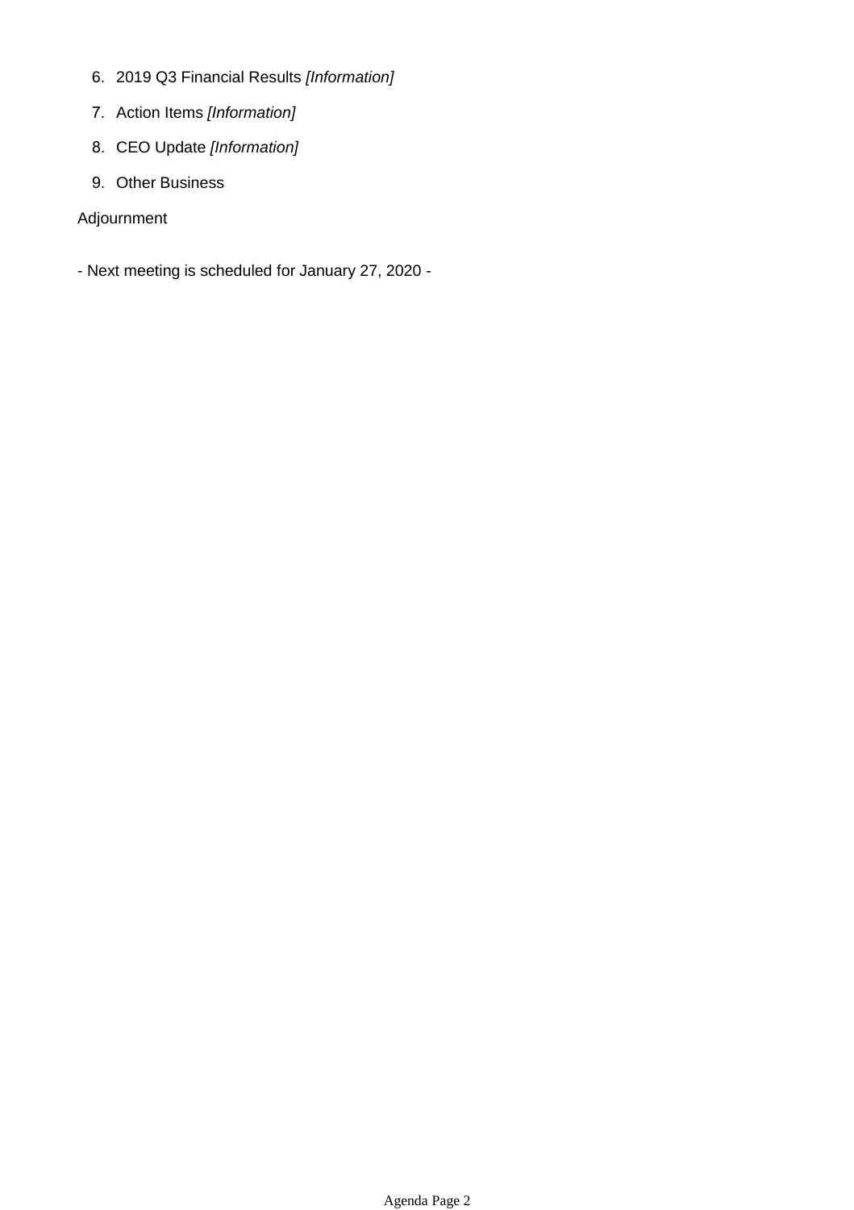6. 2019 Q3 Financial Results *[Information]*
7. Action Items *[Information]*
8. CEO Update *[Information]*
9. Other Business

Adjournment

- Next meeting is scheduled for January 27, 2020 -